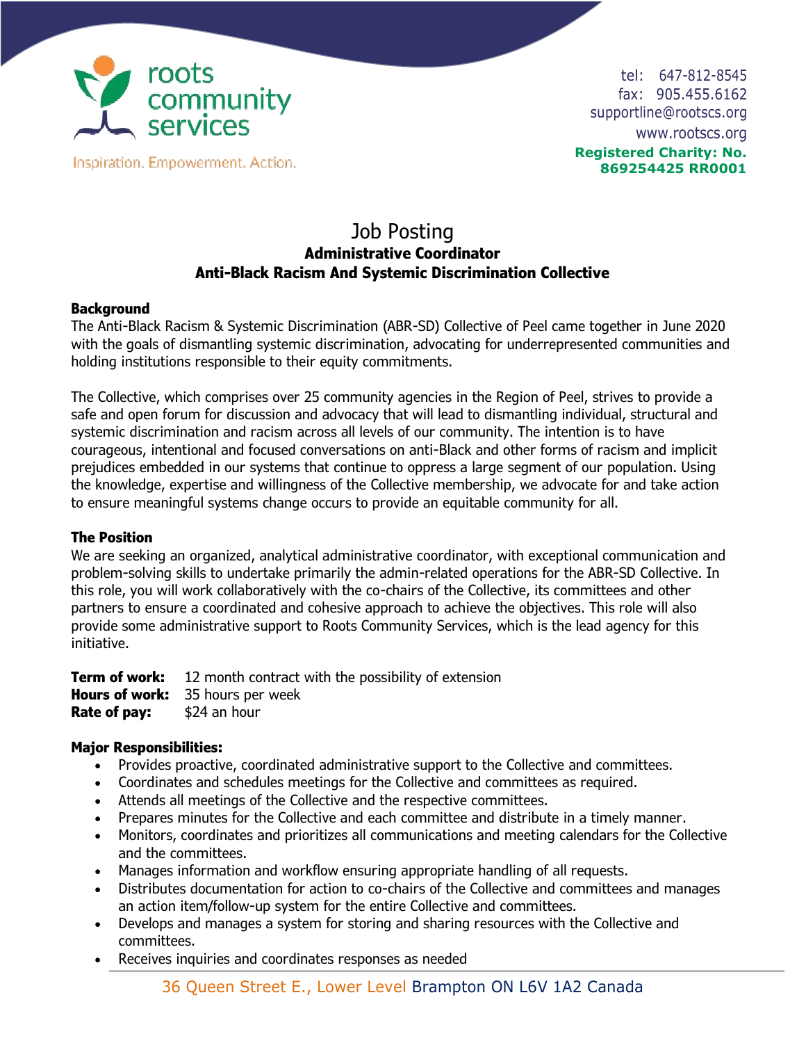roots community services

Inspiration. Empowerment. Action.

tel: 647-812-8545
fax: 905.455.6162
supportline@rootscs.org
www.rootscs.org
**Registered Charity: No. 869254425 RR0001**

# Job Posting

## Administrative Coordinator
## Anti-Black Racism And Systemic Discrimination Collective

**Background**

The Anti-Black Racism & Systemic Discrimination (ABR-SD) Collective of Peel came together in June 2020 with the goals of dismantling systemic discrimination, advocating for underrepresented communities and holding institutions responsible to their equity commitments.

The Collective, which comprises over 25 community agencies in the Region of Peel, strives to provide a safe and open forum for discussion and advocacy that will lead to dismantling individual, structural and systemic discrimination and racism across all levels of our community. The intention is to have courageous, intentional and focused conversations on anti-Black and other forms of racism and implicit prejudices embedded in our systems that continue to oppress a large segment of our population. Using the knowledge, expertise and willingness of the Collective membership, we advocate for and take action to ensure meaningful systems change occurs to provide an equitable community for all.

**The Position**

We are seeking an organized, analytical administrative coordinator, with exceptional communication and problem-solving skills to undertake primarily the admin-related operations for the ABR-SD Collective. In this role, you will work collaboratively with the co-chairs of the Collective, its committees and other partners to ensure a coordinated and cohesive approach to achieve the objectives. This role will also provide some administrative support to Roots Community Services, which is the lead agency for this initiative.

**Term of work:** 12 month contract with the possibility of extension
**Hours of work:** 35 hours per week
**Rate of pay:** $24 an hour

**Major Responsibilities:**

- Provides proactive, coordinated administrative support to the Collective and committees.
- Coordinates and schedules meetings for the Collective and committees as required.
- Attends all meetings of the Collective and the respective committees.
- Prepares minutes for the Collective and each committee and distribute in a timely manner.
- Monitors, coordinates and prioritizes all communications and meeting calendars for the Collective and the committees.
- Manages information and workflow ensuring appropriate handling of all requests.
- Distributes documentation for action to co-chairs of the Collective and committees and manages an action item/follow-up system for the entire Collective and committees.
- Develops and manages a system for storing and sharing resources with the Collective and committees.
- Receives inquiries and coordinates responses as needed

36 Queen Street E., Lower Level Brampton ON L6V 1A2 Canada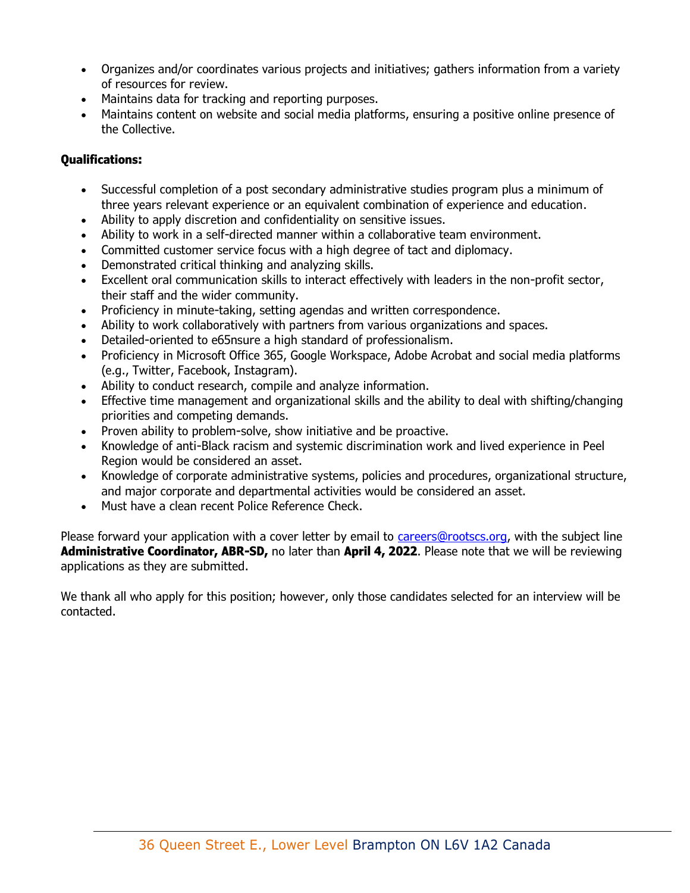- Organizes and/or coordinates various projects and initiatives; gathers information from a variety of resources for review.
- Maintains data for tracking and reporting purposes.
- Maintains content on website and social media platforms, ensuring a positive online presence of the Collective.

**Qualifications:**

- Successful completion of a post secondary administrative studies program plus a minimum of three years relevant experience or an equivalent combination of experience and education.
- Ability to apply discretion and confidentiality on sensitive issues.
- Ability to work in a self-directed manner within a collaborative team environment.
- Committed customer service focus with a high degree of tact and diplomacy.
- Demonstrated critical thinking and analyzing skills.
- Excellent oral communication skills to interact effectively with leaders in the non-profit sector, their staff and the wider community.
- Proficiency in minute-taking, setting agendas and written correspondence.
- Ability to work collaboratively with partners from various organizations and spaces.
- Detailed-oriented to e65nsure a high standard of professionalism.
- Proficiency in Microsoft Office 365, Google Workspace, Adobe Acrobat and social media platforms (e.g., Twitter, Facebook, Instagram).
- Ability to conduct research, compile and analyze information.
- Effective time management and organizational skills and the ability to deal with shifting/changing priorities and competing demands.
- Proven ability to problem-solve, show initiative and be proactive.
- Knowledge of anti-Black racism and systemic discrimination work and lived experience in Peel Region would be considered an asset.
- Knowledge of corporate administrative systems, policies and procedures, organizational structure, and major corporate and departmental activities would be considered an asset.
- Must have a clean recent Police Reference Check.

Please forward your application with a cover letter by email to careers@rootscs.org, with the subject line **Administrative Coordinator, ABR-SD,** no later than **April 4, 2022**. Please note that we will be reviewing applications as they are submitted.

We thank all who apply for this position; however, only those candidates selected for an interview will be contacted.